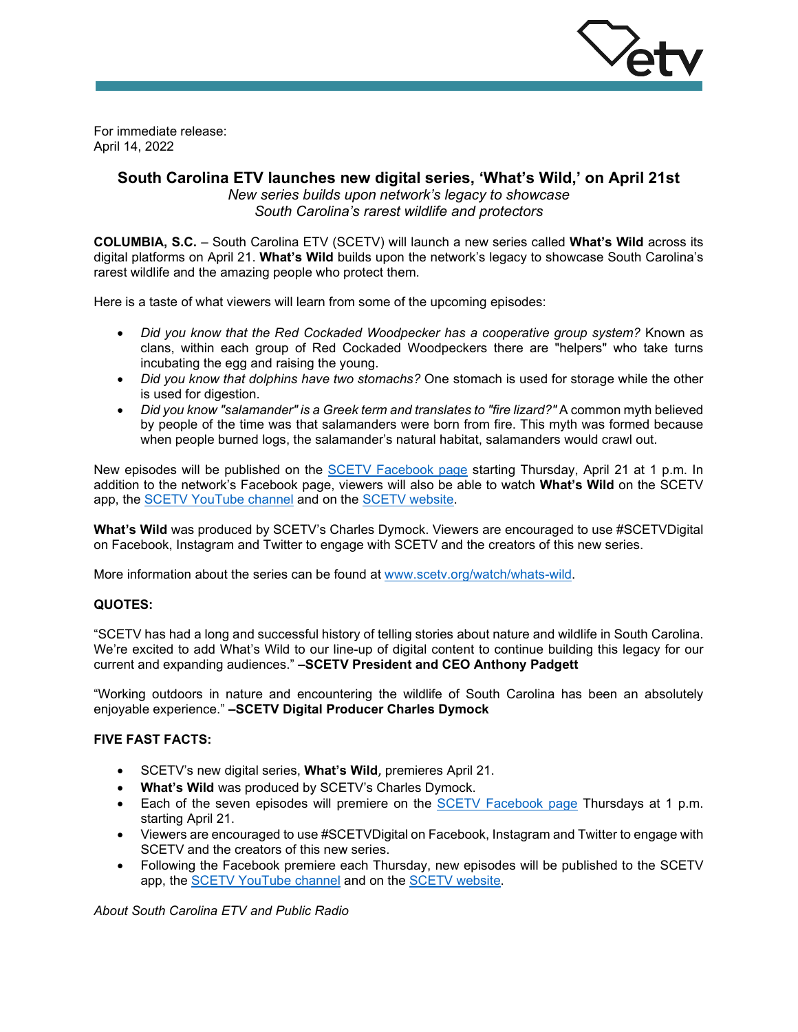For immediate release:
April 14, 2022

# South Carolina ETV launches new digital series, 'What's Wild,' on April 21st

*New series builds upon network's legacy to showcase South Carolina's rarest wildlife and protectors*

**COLUMBIA, S.C.** – South Carolina ETV (SCETV) will launch a new series called **What's Wild** across its digital platforms on April 21. **What's Wild** builds upon the network's legacy to showcase South Carolina's rarest wildlife and the amazing people who protect them.

Here is a taste of what viewers will learn from some of the upcoming episodes:

- *Did you know that the Red Cockaded Woodpecker has a cooperative group system?* Known as clans, within each group of Red Cockaded Woodpeckers there are "helpers" who take turns incubating the egg and raising the young.
- *Did you know that dolphins have two stomachs?* One stomach is used for storage while the other is used for digestion.
- *Did you know "salamander" is a Greek term and translates to "fire lizard?"* A common myth believed by people of the time was that salamanders were born from fire. This myth was formed because when people burned logs, the salamander's natural habitat, salamanders would crawl out.

New episodes will be published on the SCETV Facebook page starting Thursday, April 21 at 1 p.m. In addition to the network's Facebook page, viewers will also be able to watch **What's Wild** on the SCETV app, the SCETV YouTube channel and on the SCETV website.

**What's Wild** was produced by SCETV's Charles Dymock. Viewers are encouraged to use #SCETVDigital on Facebook, Instagram and Twitter to engage with SCETV and the creators of this new series.

More information about the series can be found at www.scetv.org/watch/whats-wild.

**QUOTES:**

"SCETV has had a long and successful history of telling stories about nature and wildlife in South Carolina. We're excited to add What's Wild to our line-up of digital content to continue building this legacy for our current and expanding audiences." **–SCETV President and CEO Anthony Padgett**

"Working outdoors in nature and encountering the wildlife of South Carolina has been an absolutely enjoyable experience." **–SCETV Digital Producer Charles Dymock**

**FIVE FAST FACTS:**

- SCETV's new digital series, **What's Wild**, premieres April 21.
- **What's Wild** was produced by SCETV's Charles Dymock.
- Each of the seven episodes will premiere on the SCETV Facebook page Thursdays at 1 p.m. starting April 21.
- Viewers are encouraged to use #SCETVDigital on Facebook, Instagram and Twitter to engage with SCETV and the creators of this new series.
- Following the Facebook premiere each Thursday, new episodes will be published to the SCETV app, the SCETV YouTube channel and on the SCETV website.

*About South Carolina ETV and Public Radio*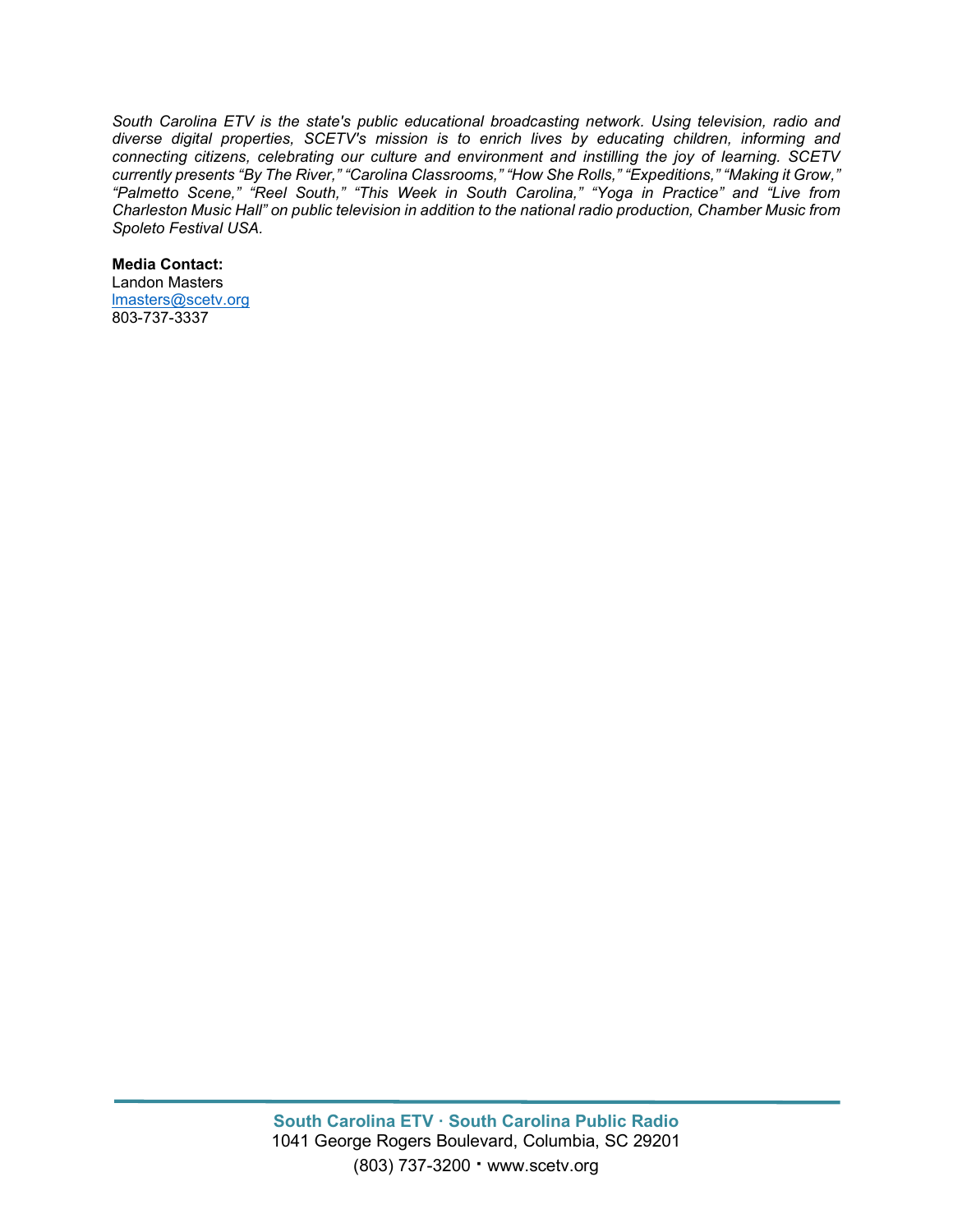*South Carolina ETV is the state's public educational broadcasting network. Using television, radio and diverse digital properties, SCETV's mission is to enrich lives by educating children, informing and connecting citizens, celebrating our culture and environment and instilling the joy of learning. SCETV currently presents "By The River," "Carolina Classrooms," "How She Rolls," "Expeditions," "Making it Grow," "Palmetto Scene," "Reel South," "This Week in South Carolina," "Yoga in Practice" and "Live from Charleston Music Hall" on public television in addition to the national radio production, Chamber Music from Spoleto Festival USA.*

**Media Contact:**
Landon Masters
lmasters@scetv.org
803-737-3337

**South Carolina ETV · South Carolina Public Radio**
1041 George Rogers Boulevard, Columbia, SC 29201
(803) 737-3200 · www.scetv.org